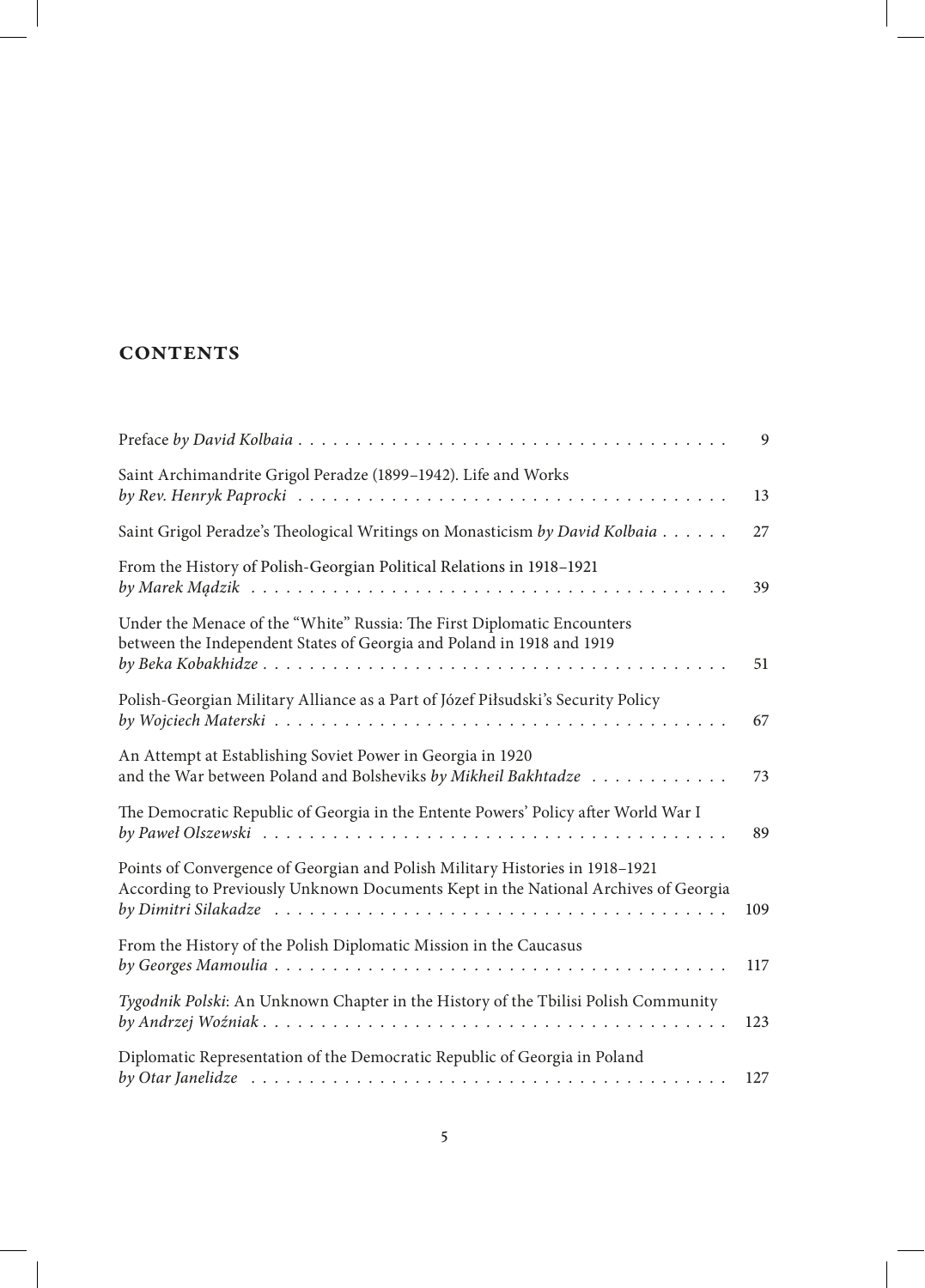# CONTENTS

| | |
|---|---|
| Preface *by David Kolbaia* | 9 |
| Saint Archimandrite Grigol Peradze (1899–1942). Life and Works *by Rev. Henryk Paprocki* | 13 |
| Saint Grigol Peradze's Theological Writings on Monasticism *by David Kolbaia* | 27 |
| From the History of Polish-Georgian Political Relations in 1918–1921 *by Marek Mądzik* | 39 |
| Under the Menace of the "White" Russia: The First Diplomatic Encounters between the Independent States of Georgia and Poland in 1918 and 1919 *by Beka Kobakhidze* | 51 |
| Polish-Georgian Military Alliance as a Part of Józef Piłsudski's Security Policy *by Wojciech Materski* | 67 |
| An Attempt at Establishing Soviet Power in Georgia in 1920 and the War between Poland and Bolsheviks *by Mikheil Bakhtadze* | 73 |
| The Democratic Republic of Georgia in the Entente Powers' Policy after World War I *by Paweł Olszewski* | 89 |
| Points of Convergence of Georgian and Polish Military Histories in 1918–1921 According to Previously Unknown Documents Kept in the National Archives of Georgia *by Dimitri Silakadze* | 109 |
| From the History of the Polish Diplomatic Mission in the Caucasus *by Georges Mamoulia* | 117 |
| *Tygodnik Polski*: An Unknown Chapter in the History of the Tbilisi Polish Community *by Andrzej Woźniak* | 123 |
| Diplomatic Representation of the Democratic Republic of Georgia in Poland *by Otar Janelidze* | 127 |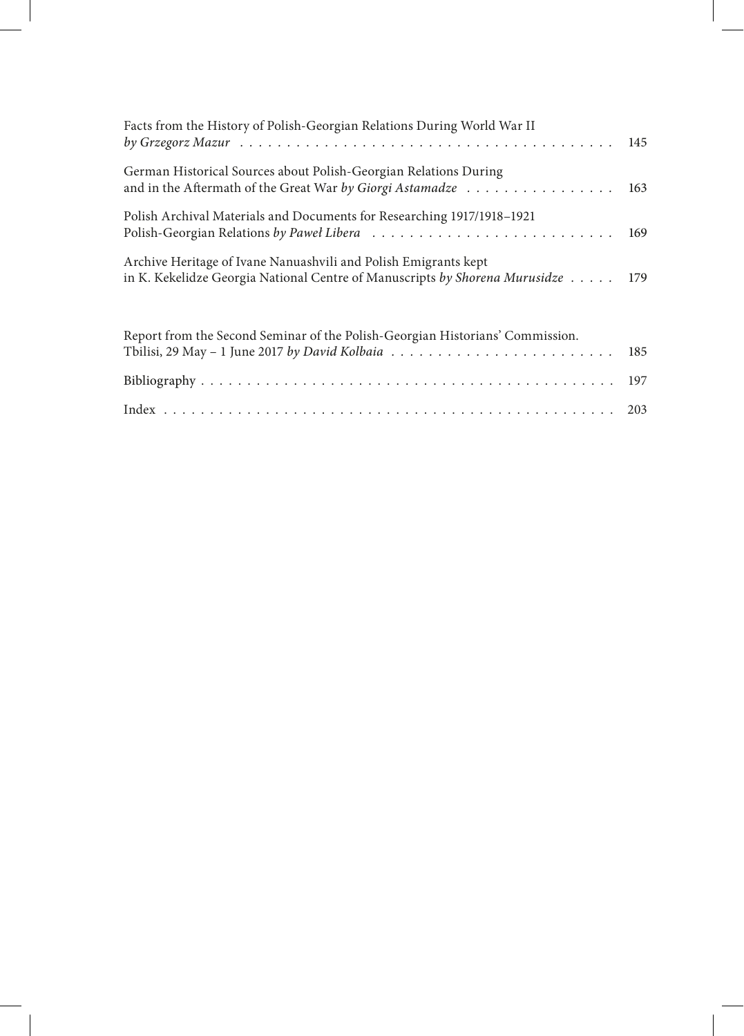Facts from the History of Polish-Georgian Relations During World War II *by Grzegorz Mazur* . . . . . . . . . . . . . . . . . . . . . . . . . . . . . . . . . . . . . . . . 145

German Historical Sources about Polish-Georgian Relations During and in the Aftermath of the Great War *by Giorgi Astamadze* . . . . . . . . . . . . . . . . 163

Polish Archival Materials and Documents for Researching 1917/1918–1921 Polish-Georgian Relations *by Paweł Libera* . . . . . . . . . . . . . . . . . . . . . . . . . . 169

Archive Heritage of Ivane Nanuashvili and Polish Emigrants kept in K. Kekelidze Georgia National Centre of Manuscripts *by Shorena Murusidze* . . . . . 179

Report from the Second Seminar of the Polish-Georgian Historians' Commission. Tbilisi, 29 May – 1 June 2017 *by David Kolbaia* . . . . . . . . . . . . . . . . . . . . . . . . 185

Bibliography . . . . . . . . . . . . . . . . . . . . . . . . . . . . . . . . . . . . . . . . . . . . . 197

Index . . . . . . . . . . . . . . . . . . . . . . . . . . . . . . . . . . . . . . . . . . . . . . . . . 203